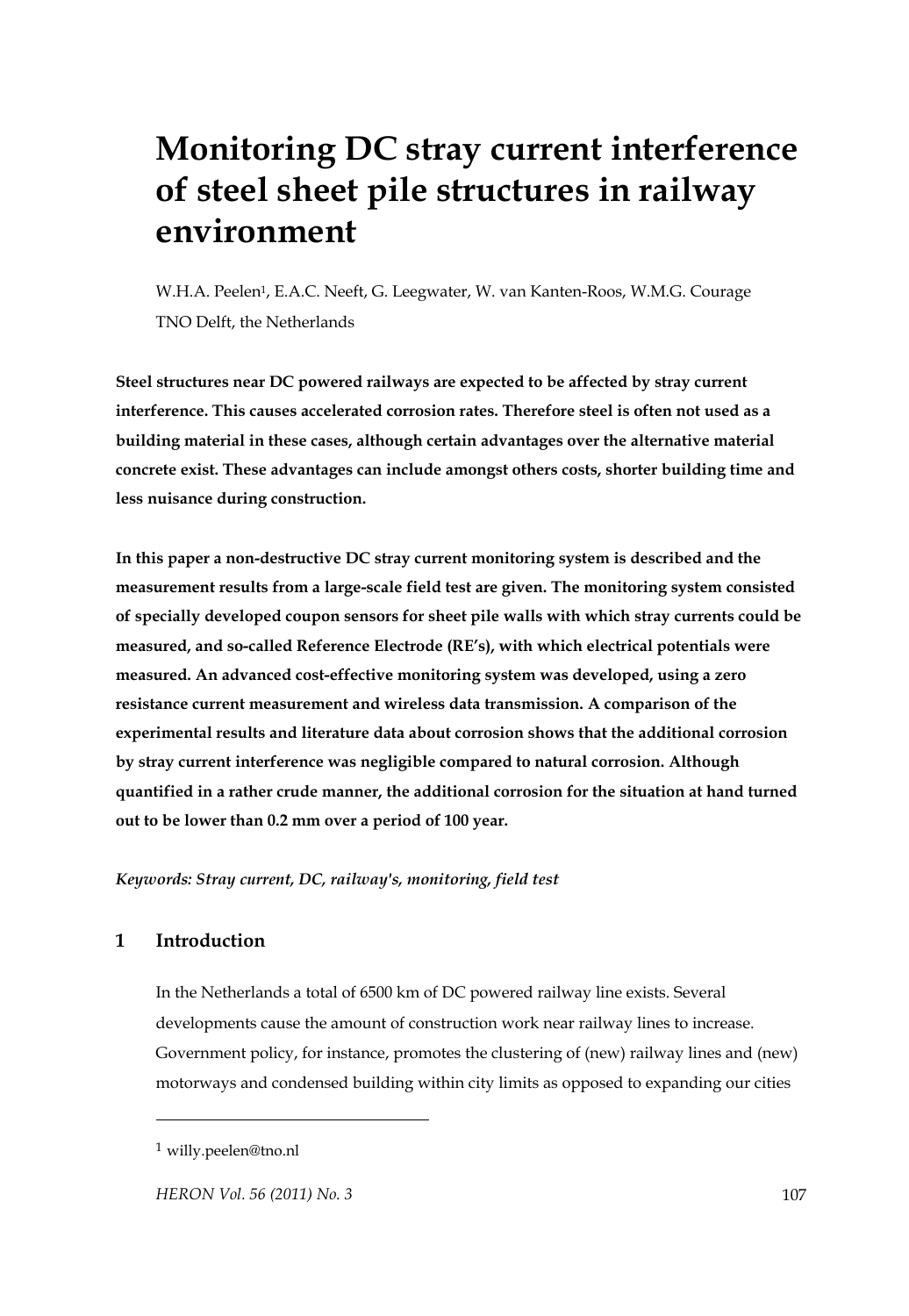# Monitoring DC stray current interference of steel sheet pile structures in railway environment

W.H.A. Peelen[1], E.A.C. Neeft, G. Leegwater, W. van Kanten-Roos, W.M.G. Courage

TNO Delft, the Netherlands

**Steel structures near DC powered railways are expected to be affected by stray current interference. This causes accelerated corrosion rates. Therefore steel is often not used as a building material in these cases, although certain advantages over the alternative material concrete exist. These advantages can include amongst others costs, shorter building time and less nuisance during construction.**

**In this paper a non-destructive DC stray current monitoring system is described and the measurement results from a large-scale field test are given. The monitoring system consisted of specially developed coupon sensors for sheet pile walls with which stray currents could be measured, and so-called Reference Electrode (RE's), with which electrical potentials were measured. An advanced cost-effective monitoring system was developed, using a zero resistance current measurement and wireless data transmission. A comparison of the experimental results and literature data about corrosion shows that the additional corrosion by stray current interference was negligible compared to natural corrosion. Although quantified in a rather crude manner, the additional corrosion for the situation at hand turned out to be lower than 0.2 mm over a period of 100 year.**

*Keywords: Stray current, DC, railway's, monitoring, field test*

## 1 Introduction

In the Netherlands a total of 6500 km of DC powered railway line exists. Several developments cause the amount of construction work near railway lines to increase. Government policy, for instance, promotes the clustering of (new) railway lines and (new) motorways and condensed building within city limits as opposed to expanding our cities

---

[1] willy.peelen@tno.nl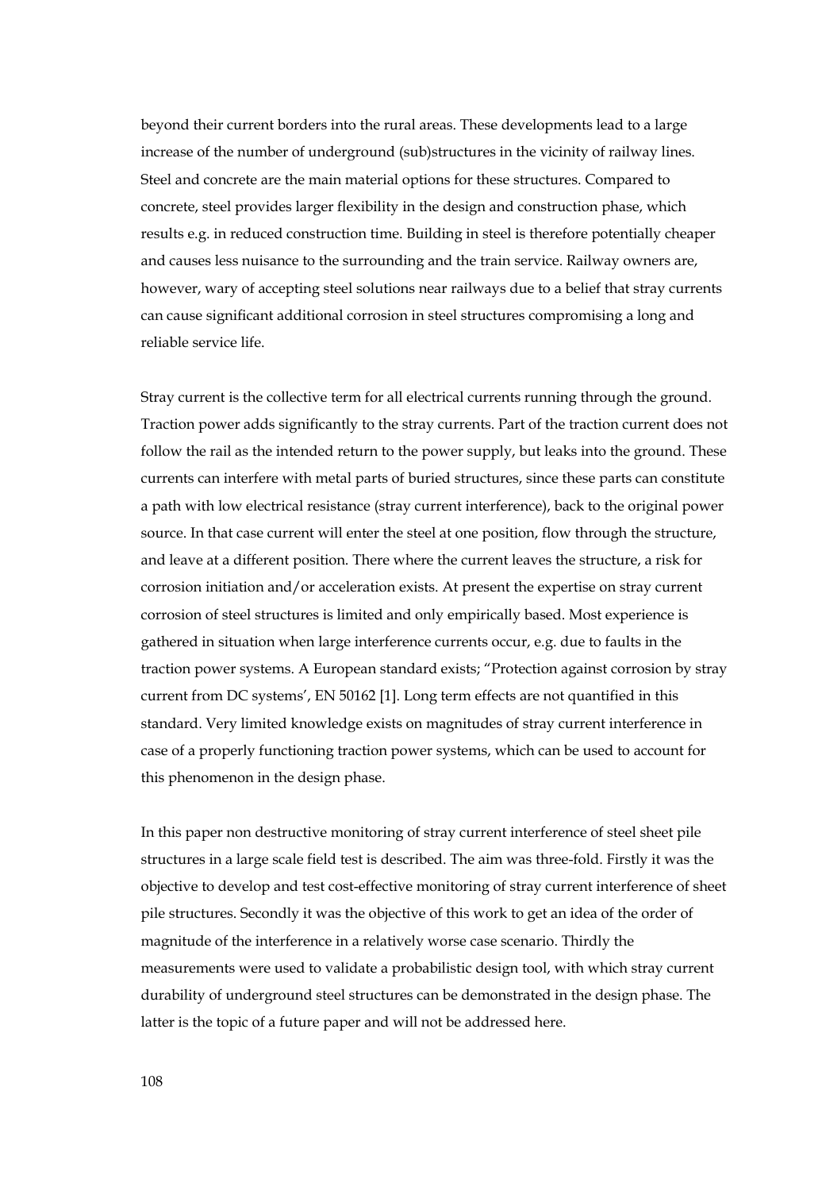beyond their current borders into the rural areas. These developments lead to a large increase of the number of underground (sub)structures in the vicinity of railway lines. Steel and concrete are the main material options for these structures. Compared to concrete, steel provides larger flexibility in the design and construction phase, which results e.g. in reduced construction time. Building in steel is therefore potentially cheaper and causes less nuisance to the surrounding and the train service. Railway owners are, however, wary of accepting steel solutions near railways due to a belief that stray currents can cause significant additional corrosion in steel structures compromising a long and reliable service life.

Stray current is the collective term for all electrical currents running through the ground. Traction power adds significantly to the stray currents. Part of the traction current does not follow the rail as the intended return to the power supply, but leaks into the ground. These currents can interfere with metal parts of buried structures, since these parts can constitute a path with low electrical resistance (stray current interference), back to the original power source. In that case current will enter the steel at one position, flow through the structure, and leave at a different position. There where the current leaves the structure, a risk for corrosion initiation and/or acceleration exists. At present the expertise on stray current corrosion of steel structures is limited and only empirically based. Most experience is gathered in situation when large interference currents occur, e.g. due to faults in the traction power systems. A European standard exists; "Protection against corrosion by stray current from DC systems', EN 50162 [1]. Long term effects are not quantified in this standard. Very limited knowledge exists on magnitudes of stray current interference in case of a properly functioning traction power systems, which can be used to account for this phenomenon in the design phase.

In this paper non destructive monitoring of stray current interference of steel sheet pile structures in a large scale field test is described. The aim was three-fold. Firstly it was the objective to develop and test cost-effective monitoring of stray current interference of sheet pile structures. Secondly it was the objective of this work to get an idea of the order of magnitude of the interference in a relatively worse case scenario. Thirdly the measurements were used to validate a probabilistic design tool, with which stray current durability of underground steel structures can be demonstrated in the design phase. The latter is the topic of a future paper and will not be addressed here.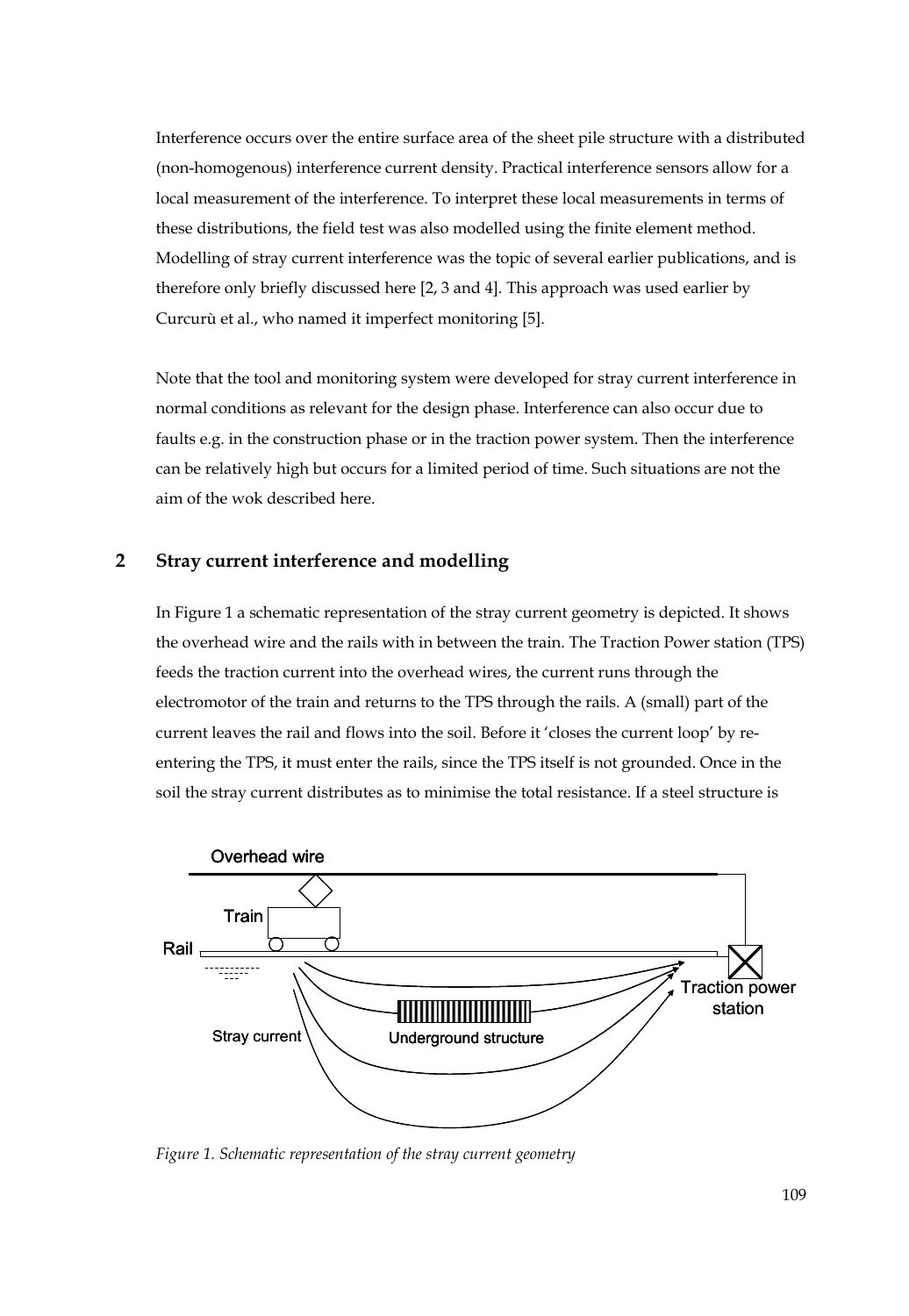Interference occurs over the entire surface area of the sheet pile structure with a distributed (non-homogenous) interference current density. Practical interference sensors allow for a local measurement of the interference. To interpret these local measurements in terms of these distributions, the field test was also modelled using the finite element method. Modelling of stray current interference was the topic of several earlier publications, and is therefore only briefly discussed here [2, 3 and 4]. This approach was used earlier by Curcurù et al., who named it imperfect monitoring [5].

Note that the tool and monitoring system were developed for stray current interference in normal conditions as relevant for the design phase. Interference can also occur due to faults e.g. in the construction phase or in the traction power system. Then the interference can be relatively high but occurs for a limited period of time. Such situations are not the aim of the wok described here.

## 2 Stray current interference and modelling

In Figure 1 a schematic representation of the stray current geometry is depicted. It shows the overhead wire and the rails with in between the train. The Traction Power station (TPS) feeds the traction current into the overhead wires, the current runs through the electromotor of the train and returns to the TPS through the rails. A (small) part of the current leaves the rail and flows into the soil. Before it 'closes the current loop' by re-entering the TPS, it must enter the rails, since the TPS itself is not grounded. Once in the soil the stray current distributes as to minimise the total resistance. If a steel structure is

*Figure 1. Schematic representation of the stray current geometry*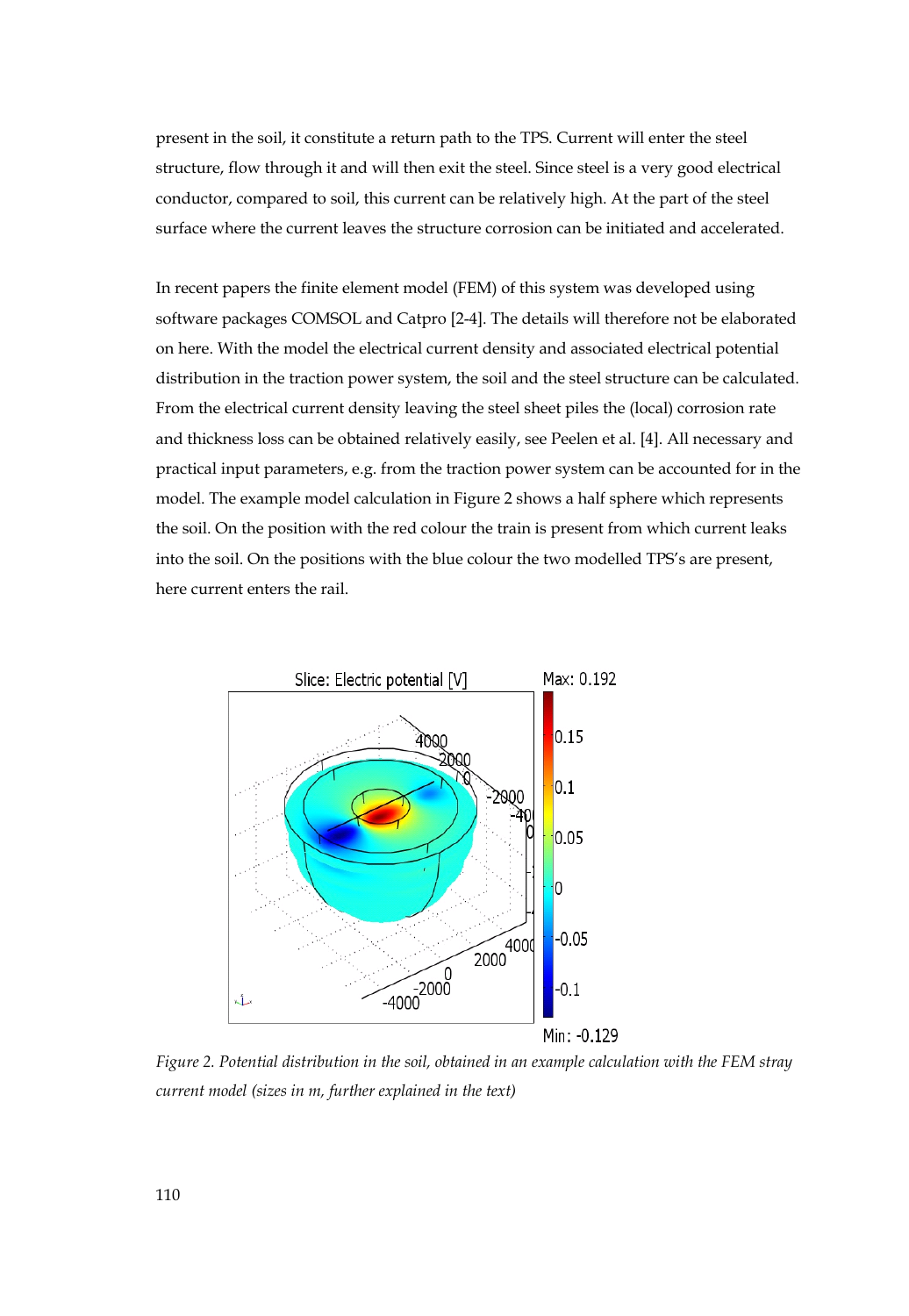present in the soil, it constitute a return path to the TPS. Current will enter the steel structure, flow through it and will then exit the steel. Since steel is a very good electrical conductor, compared to soil, this current can be relatively high. At the part of the steel surface where the current leaves the structure corrosion can be initiated and accelerated.

In recent papers the finite element model (FEM) of this system was developed using software packages COMSOL and Catpro [2-4]. The details will therefore not be elaborated on here. With the model the electrical current density and associated electrical potential distribution in the traction power system, the soil and the steel structure can be calculated. From the electrical current density leaving the steel sheet piles the (local) corrosion rate and thickness loss can be obtained relatively easily, see Peelen et al. [4]. All necessary and practical input parameters, e.g. from the traction power system can be accounted for in the model. The example model calculation in Figure 2 shows a half sphere which represents the soil. On the position with the red colour the train is present from which current leaks into the soil. On the positions with the blue colour the two modelled TPS's are present, here current enters the rail.

*Figure 2. Potential distribution in the soil, obtained in an example calculation with the FEM stray current model (sizes in m, further explained in the text)*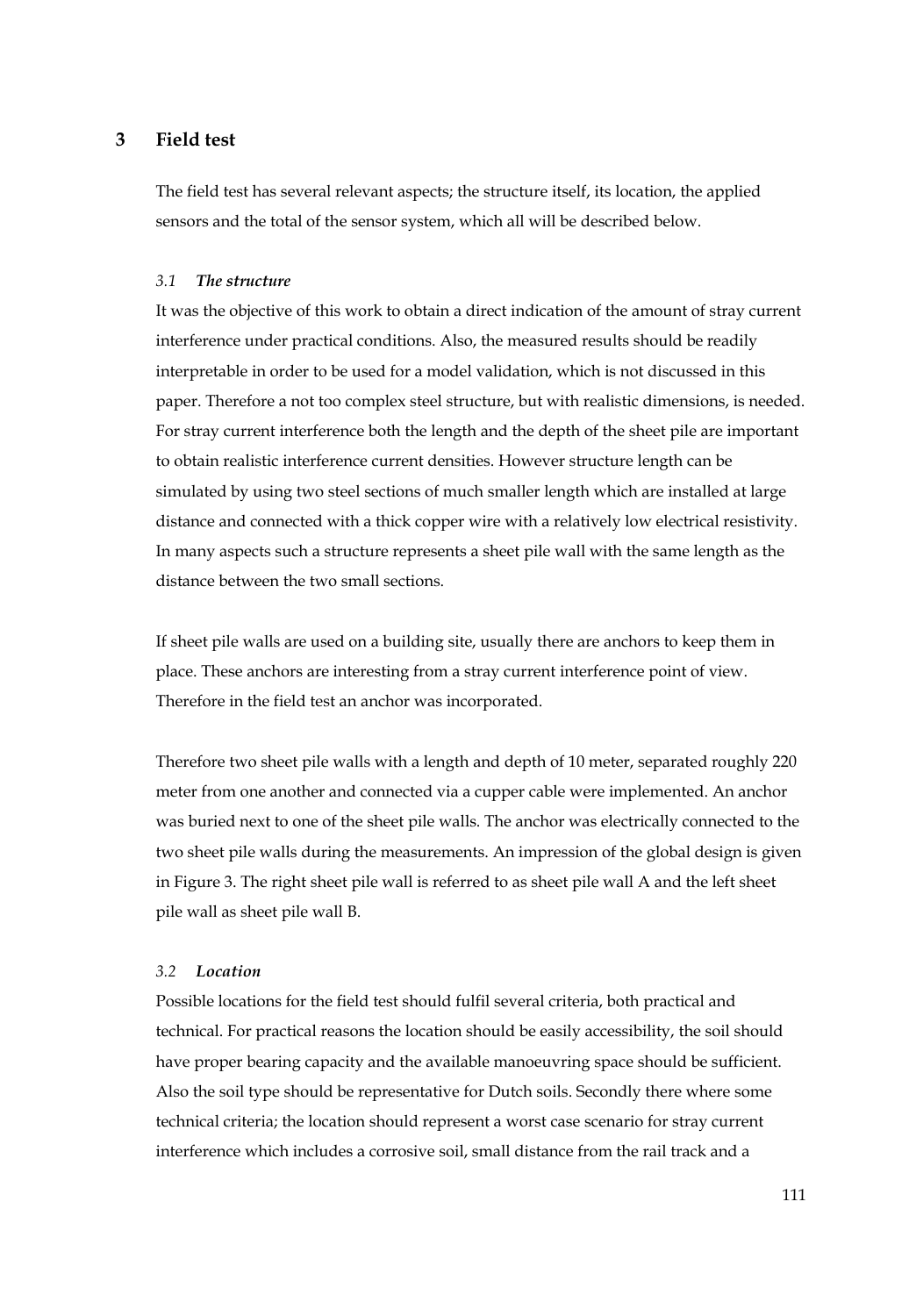# 3 Field test

The field test has several relevant aspects; the structure itself, its location, the applied sensors and the total of the sensor system, which all will be described below.

### *3.1 The structure*

It was the objective of this work to obtain a direct indication of the amount of stray current interference under practical conditions. Also, the measured results should be readily interpretable in order to be used for a model validation, which is not discussed in this paper. Therefore a not too complex steel structure, but with realistic dimensions, is needed. For stray current interference both the length and the depth of the sheet pile are important to obtain realistic interference current densities. However structure length can be simulated by using two steel sections of much smaller length which are installed at large distance and connected with a thick copper wire with a relatively low electrical resistivity. In many aspects such a structure represents a sheet pile wall with the same length as the distance between the two small sections.

If sheet pile walls are used on a building site, usually there are anchors to keep them in place. These anchors are interesting from a stray current interference point of view. Therefore in the field test an anchor was incorporated.

Therefore two sheet pile walls with a length and depth of 10 meter, separated roughly 220 meter from one another and connected via a cupper cable were implemented. An anchor was buried next to one of the sheet pile walls. The anchor was electrically connected to the two sheet pile walls during the measurements. An impression of the global design is given in Figure 3. The right sheet pile wall is referred to as sheet pile wall A and the left sheet pile wall as sheet pile wall B.

### *3.2 Location*

Possible locations for the field test should fulfil several criteria, both practical and technical. For practical reasons the location should be easily accessibility, the soil should have proper bearing capacity and the available manoeuvring space should be sufficient. Also the soil type should be representative for Dutch soils. Secondly there where some technical criteria; the location should represent a worst case scenario for stray current interference which includes a corrosive soil, small distance from the rail track and a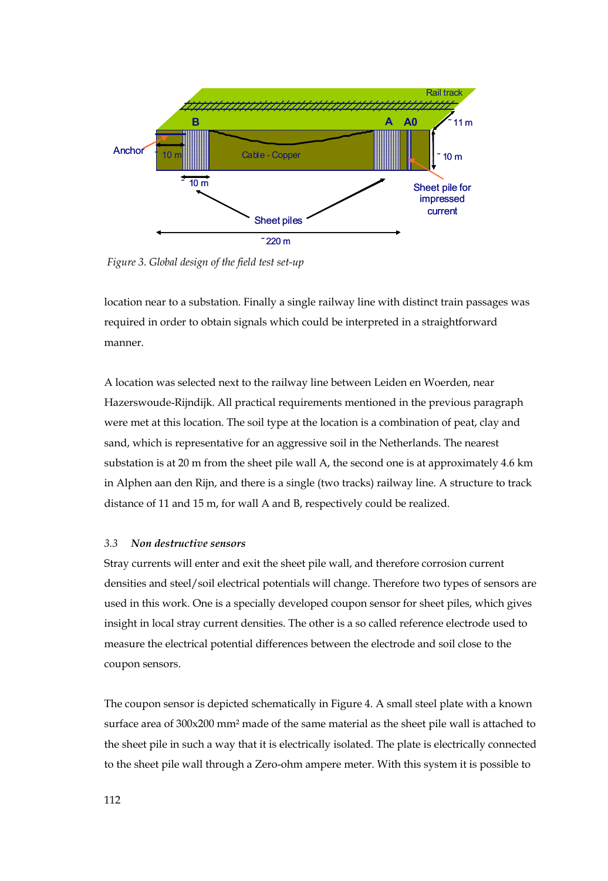*Figure 3. Global design of the field test set-up*

location near to a substation. Finally a single railway line with distinct train passages was required in order to obtain signals which could be interpreted in a straightforward manner.

A location was selected next to the railway line between Leiden en Woerden, near Hazerswoude-Rijndijk. All practical requirements mentioned in the previous paragraph were met at this location. The soil type at the location is a combination of peat, clay and sand, which is representative for an aggressive soil in the Netherlands. The nearest substation is at 20 m from the sheet pile wall A, the second one is at approximately 4.6 km in Alphen aan den Rijn, and there is a single (two tracks) railway line. A structure to track distance of 11 and 15 m, for wall A and B, respectively could be realized.

### 3.3 *Non destructive sensors*

Stray currents will enter and exit the sheet pile wall, and therefore corrosion current densities and steel/soil electrical potentials will change. Therefore two types of sensors are used in this work. One is a specially developed coupon sensor for sheet piles, which gives insight in local stray current densities. The other is a so called reference electrode used to measure the electrical potential differences between the electrode and soil close to the coupon sensors.

The coupon sensor is depicted schematically in Figure 4. A small steel plate with a known surface area of 300x200 mm² made of the same material as the sheet pile wall is attached to the sheet pile in such a way that it is electrically isolated. The plate is electrically connected to the sheet pile wall through a Zero-ohm ampere meter. With this system it is possible to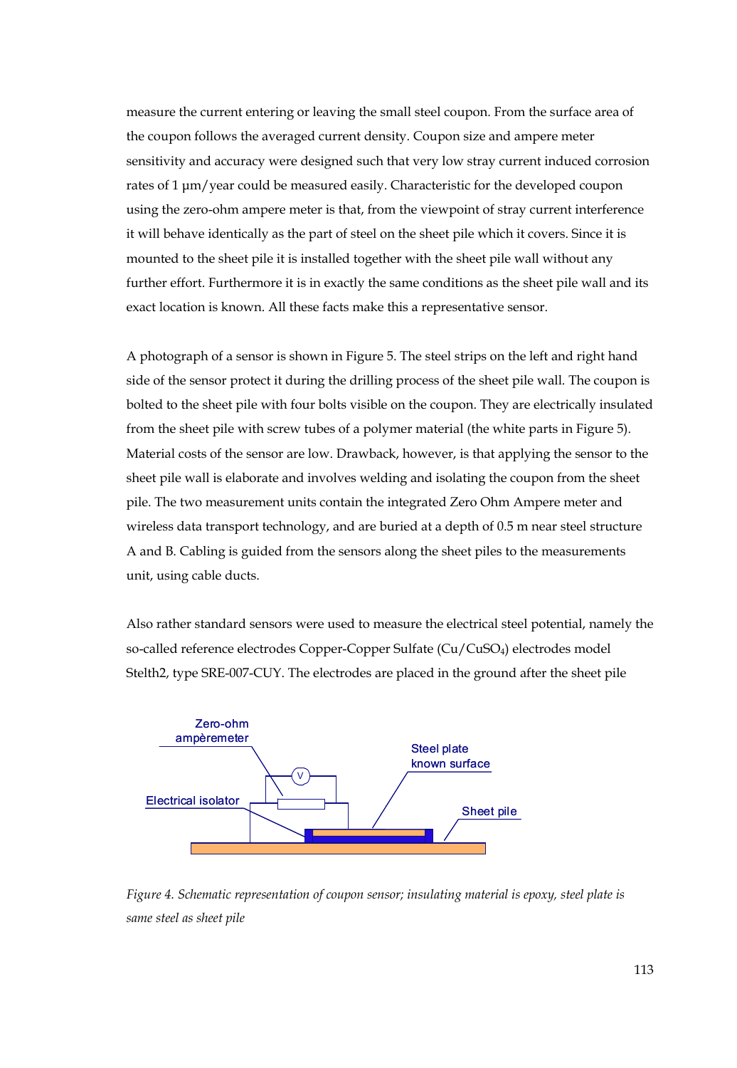measure the current entering or leaving the small steel coupon. From the surface area of the coupon follows the averaged current density. Coupon size and ampere meter sensitivity and accuracy were designed such that very low stray current induced corrosion rates of 1 μm/year could be measured easily. Characteristic for the developed coupon using the zero-ohm ampere meter is that, from the viewpoint of stray current interference it will behave identically as the part of steel on the sheet pile which it covers. Since it is mounted to the sheet pile it is installed together with the sheet pile wall without any further effort. Furthermore it is in exactly the same conditions as the sheet pile wall and its exact location is known. All these facts make this a representative sensor.

A photograph of a sensor is shown in Figure 5. The steel strips on the left and right hand side of the sensor protect it during the drilling process of the sheet pile wall. The coupon is bolted to the sheet pile with four bolts visible on the coupon. They are electrically insulated from the sheet pile with screw tubes of a polymer material (the white parts in Figure 5). Material costs of the sensor are low. Drawback, however, is that applying the sensor to the sheet pile wall is elaborate and involves welding and isolating the coupon from the sheet pile. The two measurement units contain the integrated Zero Ohm Ampere meter and wireless data transport technology, and are buried at a depth of 0.5 m near steel structure A and B. Cabling is guided from the sensors along the sheet piles to the measurements unit, using cable ducts.

Also rather standard sensors were used to measure the electrical steel potential, namely the so-called reference electrodes Copper-Copper Sulfate ($Cu/CuSO_4$) electrodes model Stelth2, type SRE-007-CUY. The electrodes are placed in the ground after the sheet pile

Zero-ohm ampèremeter

Steel plate known surface

Electrical isolator

Sheet pile

*Figure 4. Schematic representation of coupon sensor; insulating material is epoxy, steel plate is same steel as sheet pile*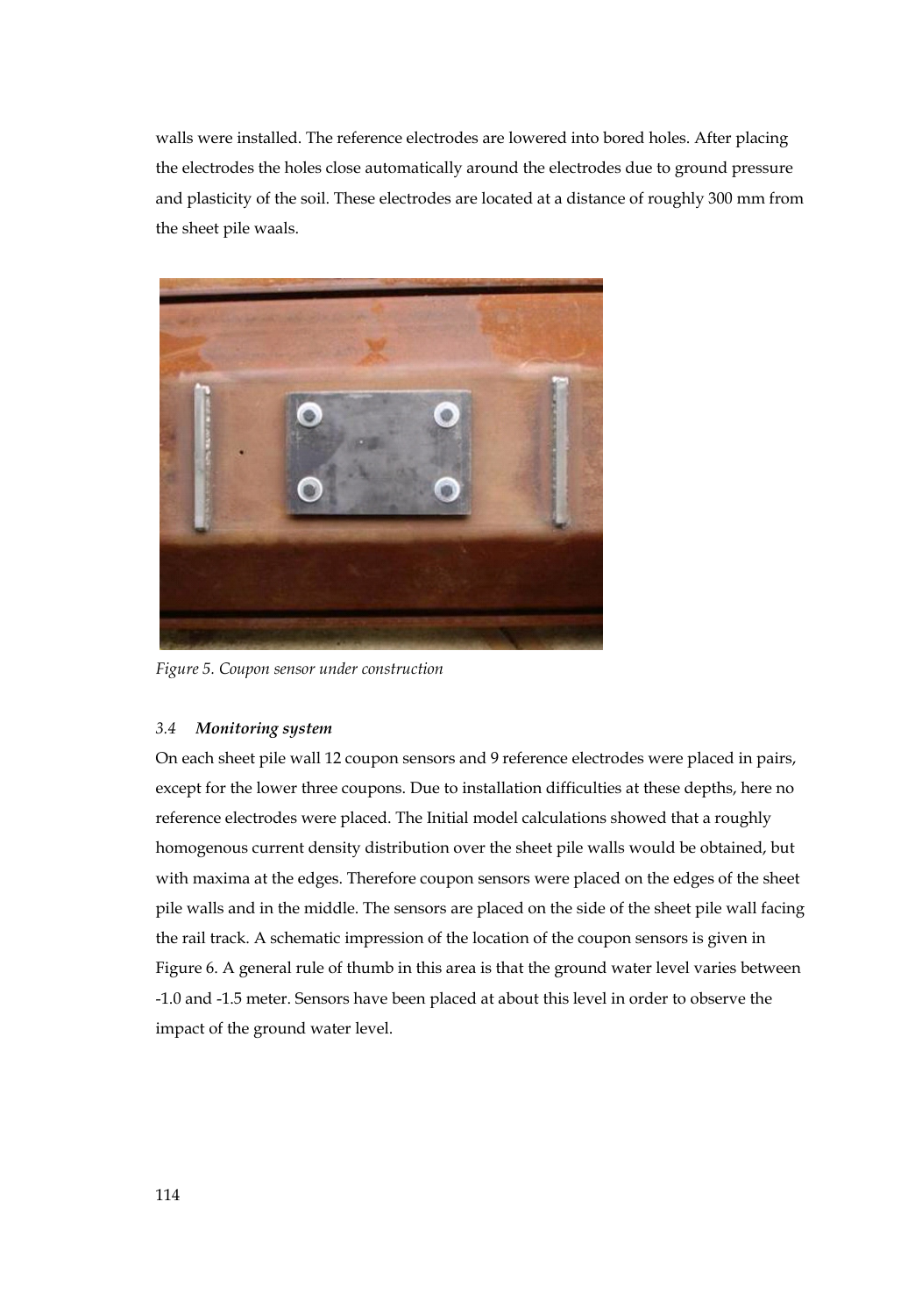walls were installed. The reference electrodes are lowered into bored holes. After placing the electrodes the holes close automatically around the electrodes due to ground pressure and plasticity of the soil. These electrodes are located at a distance of roughly 300 mm from the sheet pile waals.

*Figure 5. Coupon sensor under construction*

### *3.4 Monitoring system*

On each sheet pile wall 12 coupon sensors and 9 reference electrodes were placed in pairs, except for the lower three coupons. Due to installation difficulties at these depths, here no reference electrodes were placed. The Initial model calculations showed that a roughly homogenous current density distribution over the sheet pile walls would be obtained, but with maxima at the edges. Therefore coupon sensors were placed on the edges of the sheet pile walls and in the middle. The sensors are placed on the side of the sheet pile wall facing the rail track. A schematic impression of the location of the coupon sensors is given in Figure 6. A general rule of thumb in this area is that the ground water level varies between -1.0 and -1.5 meter. Sensors have been placed at about this level in order to observe the impact of the ground water level.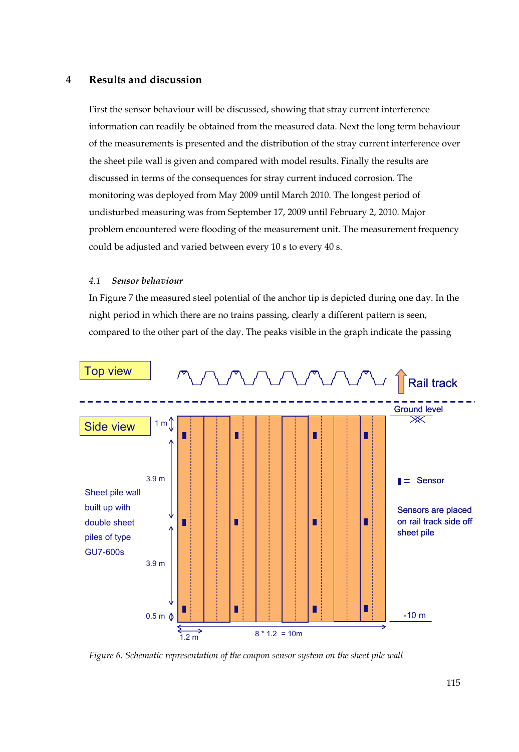## 4 Results and discussion

First the sensor behaviour will be discussed, showing that stray current interference information can readily be obtained from the measured data. Next the long term behaviour of the measurements is presented and the distribution of the stray current interference over the sheet pile wall is given and compared with model results. Finally the results are discussed in terms of the consequences for stray current induced corrosion. The monitoring was deployed from May 2009 until March 2010. The longest period of undisturbed measuring was from September 17, 2009 until February 2, 2010. Major problem encountered were flooding of the measurement unit. The measurement frequency could be adjusted and varied between every 10 s to every 40 s.

### 4.1 *Sensor behaviour*

In Figure 7 the measured steel potential of the anchor tip is depicted during one day. In the night period in which there are no trains passing, clearly a different pattern is seen, compared to the other part of the day. The peaks visible in the graph indicate the passing

*Figure 6. Schematic representation of the coupon sensor system on the sheet pile wall*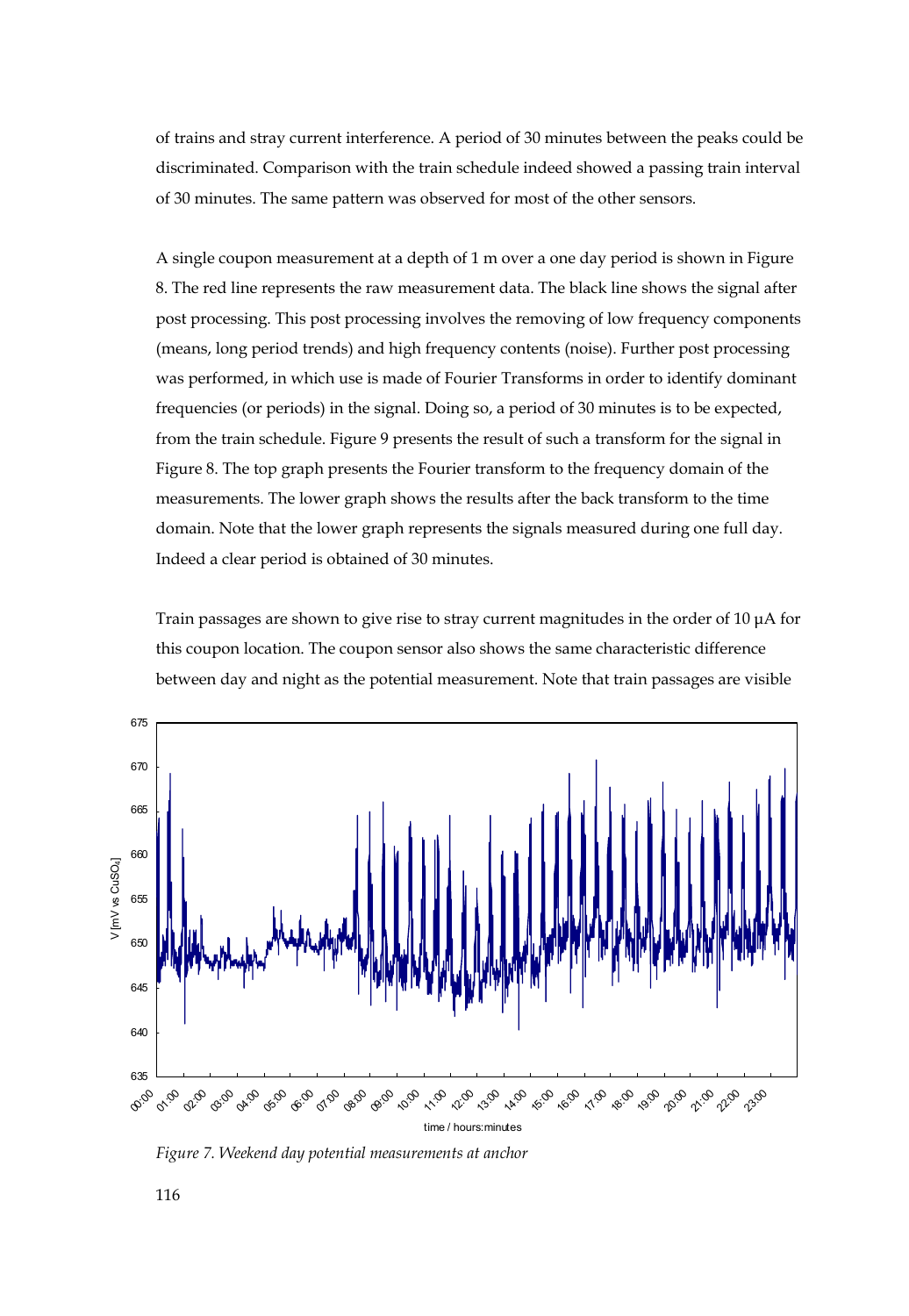of trains and stray current interference. A period of 30 minutes between the peaks could be discriminated. Comparison with the train schedule indeed showed a passing train interval of 30 minutes. The same pattern was observed for most of the other sensors.

A single coupon measurement at a depth of 1 m over a one day period is shown in Figure 8. The red line represents the raw measurement data. The black line shows the signal after post processing. This post processing involves the removing of low frequency components (means, long period trends) and high frequency contents (noise). Further post processing was performed, in which use is made of Fourier Transforms in order to identify dominant frequencies (or periods) in the signal. Doing so, a period of 30 minutes is to be expected, from the train schedule. Figure 9 presents the result of such a transform for the signal in Figure 8. The top graph presents the Fourier transform to the frequency domain of the measurements. The lower graph shows the results after the back transform to the time domain. Note that the lower graph represents the signals measured during one full day. Indeed a clear period is obtained of 30 minutes.

Train passages are shown to give rise to stray current magnitudes in the order of 10 μA for this coupon location. The coupon sensor also shows the same characteristic difference between day and night as the potential measurement. Note that train passages are visible

*Figure 7. Weekend day potential measurements at anchor*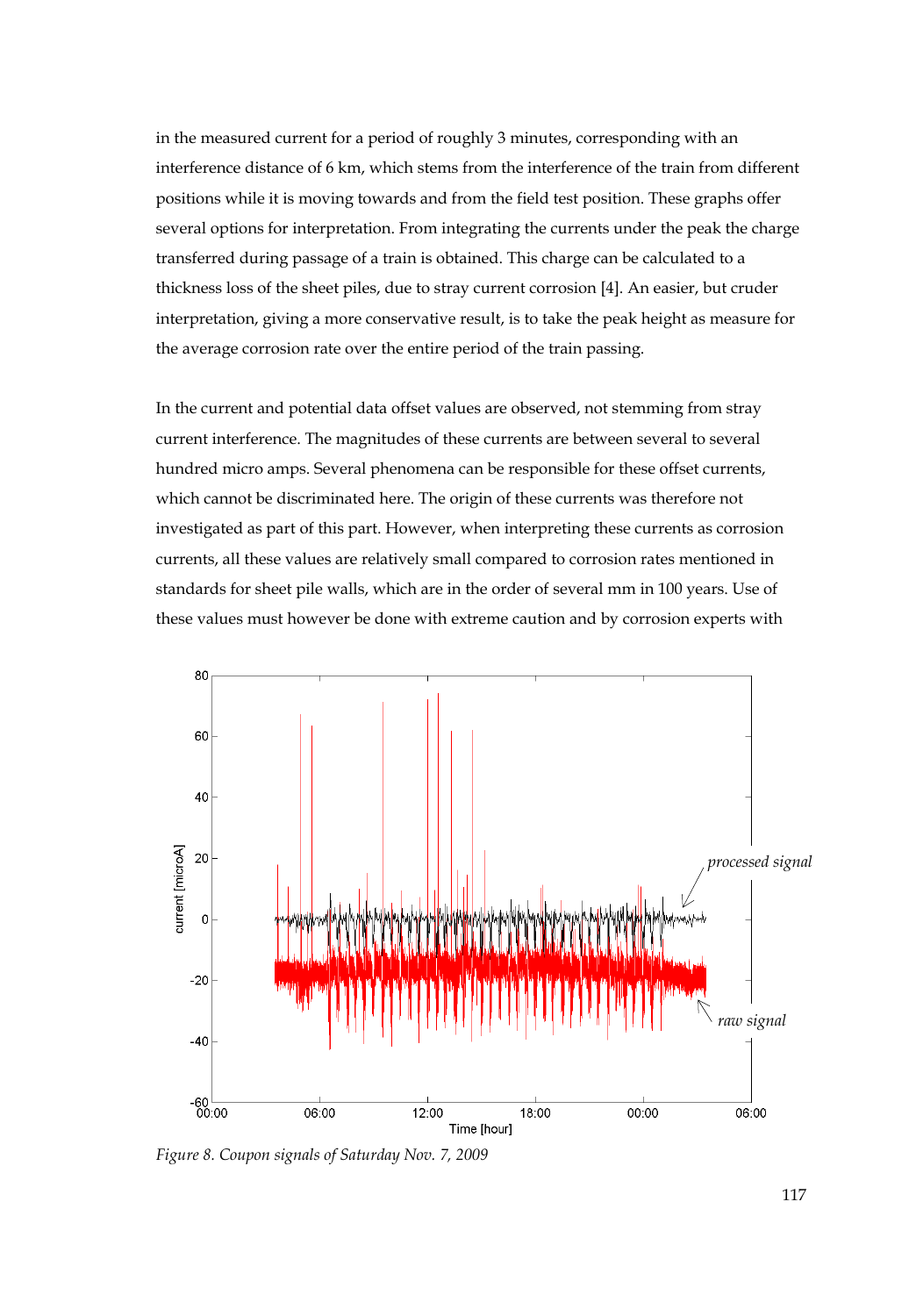in the measured current for a period of roughly 3 minutes, corresponding with an interference distance of 6 km, which stems from the interference of the train from different positions while it is moving towards and from the field test position. These graphs offer several options for interpretation. From integrating the currents under the peak the charge transferred during passage of a train is obtained. This charge can be calculated to a thickness loss of the sheet piles, due to stray current corrosion [4]. An easier, but cruder interpretation, giving a more conservative result, is to take the peak height as measure for the average corrosion rate over the entire period of the train passing.

In the current and potential data offset values are observed, not stemming from stray current interference. The magnitudes of these currents are between several to several hundred micro amps. Several phenomena can be responsible for these offset currents, which cannot be discriminated here. The origin of these currents was therefore not investigated as part of this part. However, when interpreting these currents as corrosion currents, all these values are relatively small compared to corrosion rates mentioned in standards for sheet pile walls, which are in the order of several mm in 100 years. Use of these values must however be done with extreme caution and by corrosion experts with

*Figure 8. Coupon signals of Saturday Nov. 7, 2009*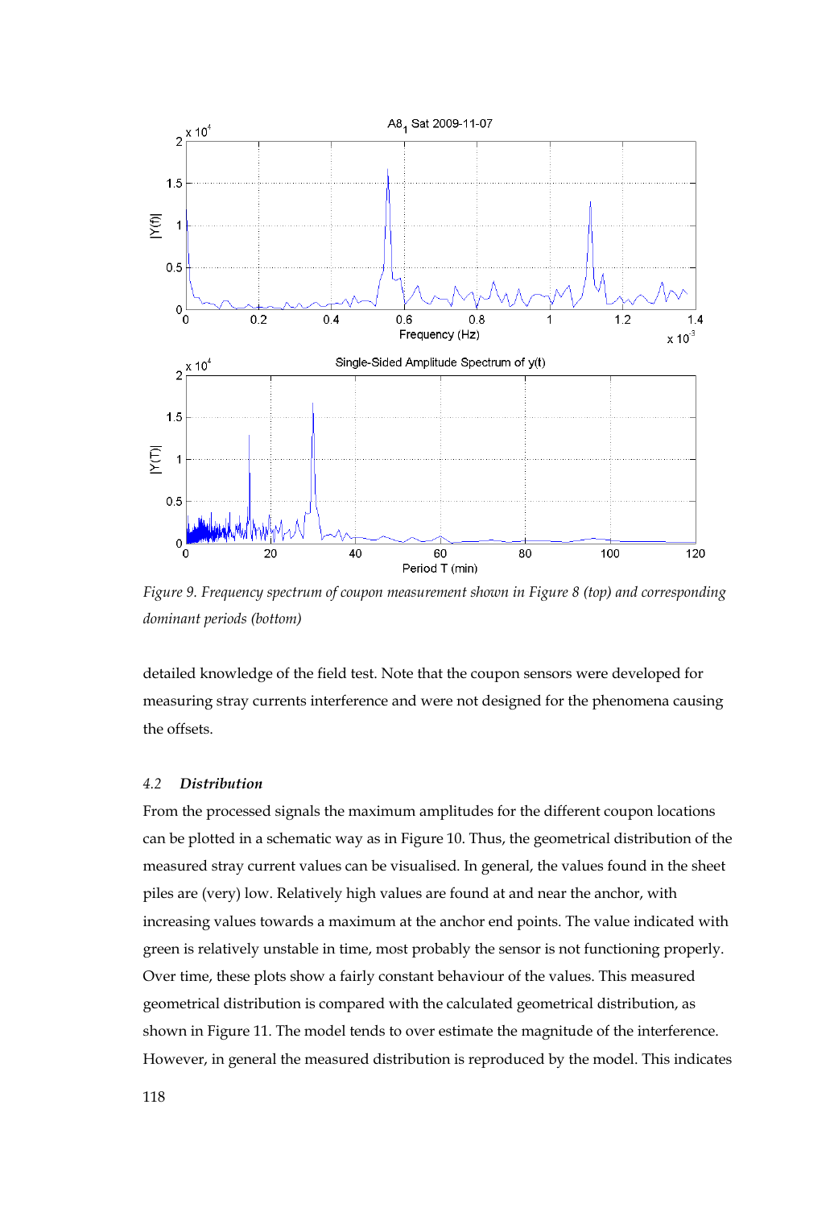*Figure 9. Frequency spectrum of coupon measurement shown in Figure 8 (top) and corresponding dominant periods (bottom)*

detailed knowledge of the field test. Note that the coupon sensors were developed for measuring stray currents interference and were not designed for the phenomena causing the offsets.

### 4.2 *Distribution*

From the processed signals the maximum amplitudes for the different coupon locations can be plotted in a schematic way as in Figure 10. Thus, the geometrical distribution of the measured stray current values can be visualised. In general, the values found in the sheet piles are (very) low. Relatively high values are found at and near the anchor, with increasing values towards a maximum at the anchor end points. The value indicated with green is relatively unstable in time, most probably the sensor is not functioning properly. Over time, these plots show a fairly constant behaviour of the values. This measured geometrical distribution is compared with the calculated geometrical distribution, as shown in Figure 11. The model tends to over estimate the magnitude of the interference. However, in general the measured distribution is reproduced by the model. This indicates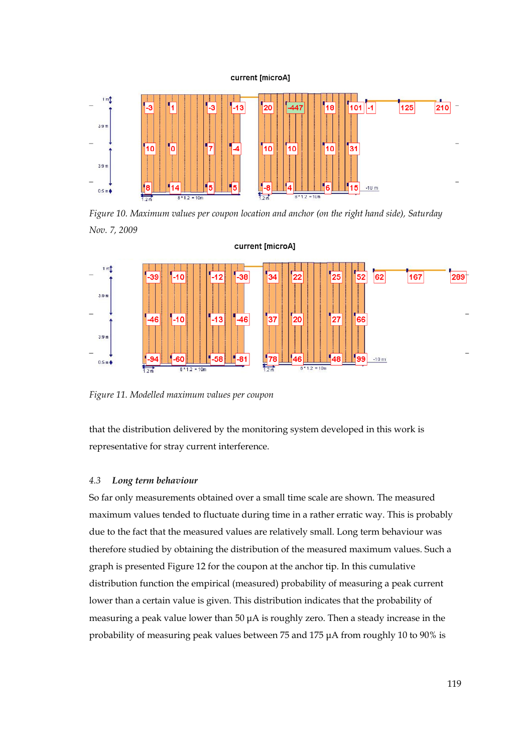current [microA]

Figure 10. Maximum values per coupon location and anchor (on the right hand side), Saturday Nov. 7, 2009

current [microA]

Figure 11. Modelled maximum values per coupon

that the distribution delivered by the monitoring system developed in this work is representative for stray current interference.

### 4.3 *Long term behaviour*

So far only measurements obtained over a small time scale are shown. The measured maximum values tended to fluctuate during time in a rather erratic way. This is probably due to the fact that the measured values are relatively small. Long term behaviour was therefore studied by obtaining the distribution of the measured maximum values. Such a graph is presented Figure 12 for the coupon at the anchor tip. In this cumulative distribution function the empirical (measured) probability of measuring a peak current lower than a certain value is given. This distribution indicates that the probability of measuring a peak value lower than 50 µA is roughly zero. Then a steady increase in the probability of measuring peak values between 75 and 175 µA from roughly 10 to 90% is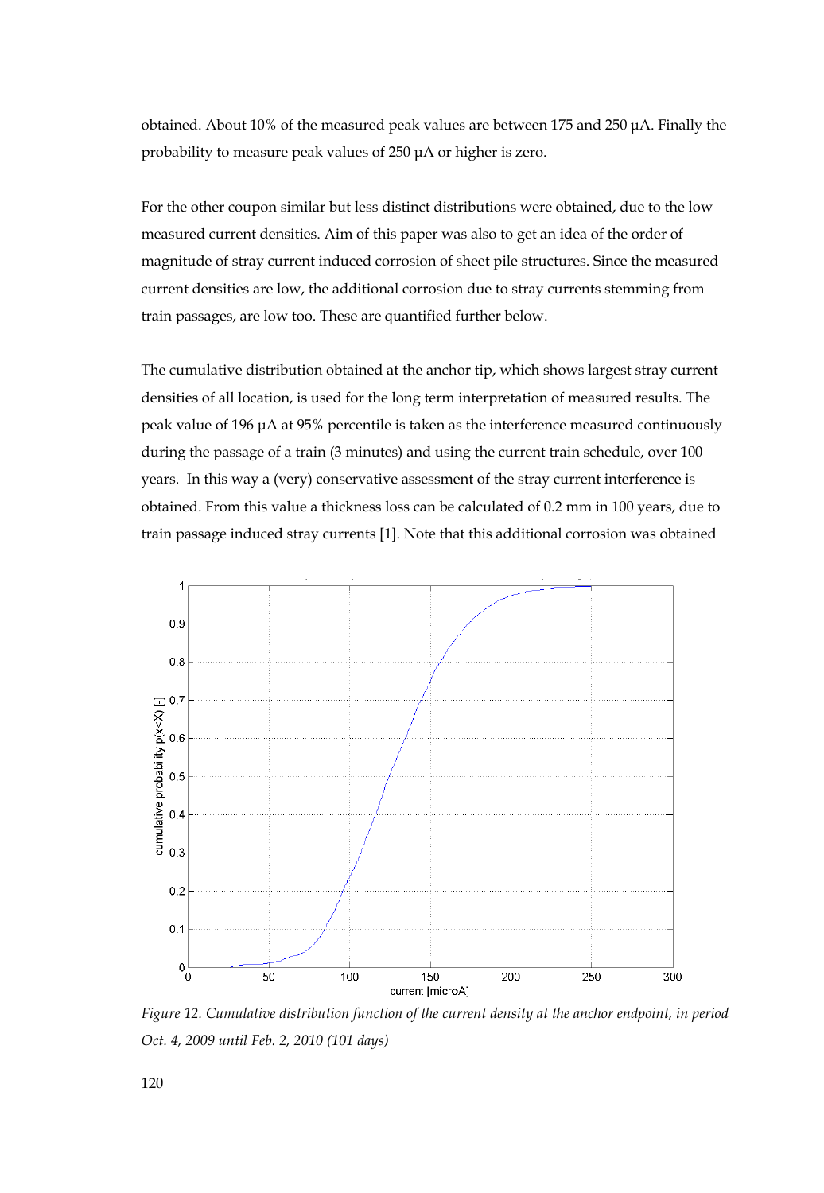obtained. About 10% of the measured peak values are between 175 and 250 μA. Finally the probability to measure peak values of 250 μA or higher is zero.

For the other coupon similar but less distinct distributions were obtained, due to the low measured current densities. Aim of this paper was also to get an idea of the order of magnitude of stray current induced corrosion of sheet pile structures. Since the measured current densities are low, the additional corrosion due to stray currents stemming from train passages, are low too. These are quantified further below.

The cumulative distribution obtained at the anchor tip, which shows largest stray current densities of all location, is used for the long term interpretation of measured results. The peak value of 196 μA at 95% percentile is taken as the interference measured continuously during the passage of a train (3 minutes) and using the current train schedule, over 100 years. In this way a (very) conservative assessment of the stray current interference is obtained. From this value a thickness loss can be calculated of 0.2 mm in 100 years, due to train passage induced stray currents [1]. Note that this additional corrosion was obtained

*Figure 12. Cumulative distribution function of the current density at the anchor endpoint, in period Oct. 4, 2009 until Feb. 2, 2010 (101 days)*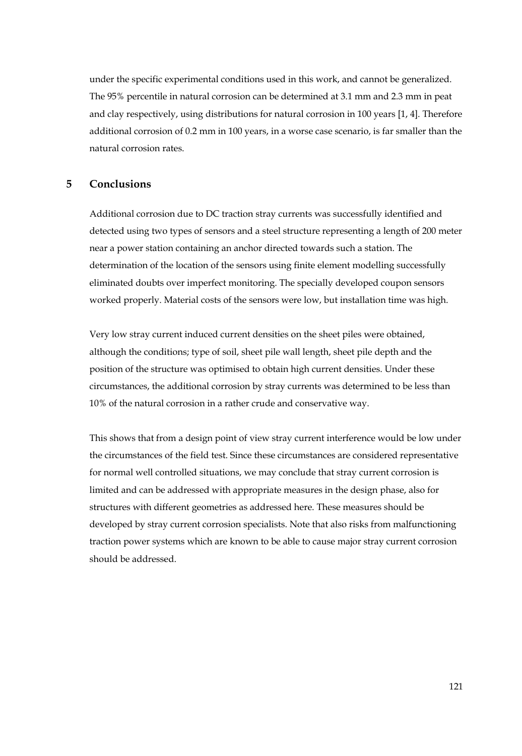under the specific experimental conditions used in this work, and cannot be generalized. The 95% percentile in natural corrosion can be determined at 3.1 mm and 2.3 mm in peat and clay respectively, using distributions for natural corrosion in 100 years [1, 4]. Therefore additional corrosion of 0.2 mm in 100 years, in a worse case scenario, is far smaller than the natural corrosion rates.

## 5 Conclusions

Additional corrosion due to DC traction stray currents was successfully identified and detected using two types of sensors and a steel structure representing a length of 200 meter near a power station containing an anchor directed towards such a station. The determination of the location of the sensors using finite element modelling successfully eliminated doubts over imperfect monitoring. The specially developed coupon sensors worked properly. Material costs of the sensors were low, but installation time was high.

Very low stray current induced current densities on the sheet piles were obtained, although the conditions; type of soil, sheet pile wall length, sheet pile depth and the position of the structure was optimised to obtain high current densities. Under these circumstances, the additional corrosion by stray currents was determined to be less than 10% of the natural corrosion in a rather crude and conservative way.

This shows that from a design point of view stray current interference would be low under the circumstances of the field test. Since these circumstances are considered representative for normal well controlled situations, we may conclude that stray current corrosion is limited and can be addressed with appropriate measures in the design phase, also for structures with different geometries as addressed here. These measures should be developed by stray current corrosion specialists. Note that also risks from malfunctioning traction power systems which are known to be able to cause major stray current corrosion should be addressed.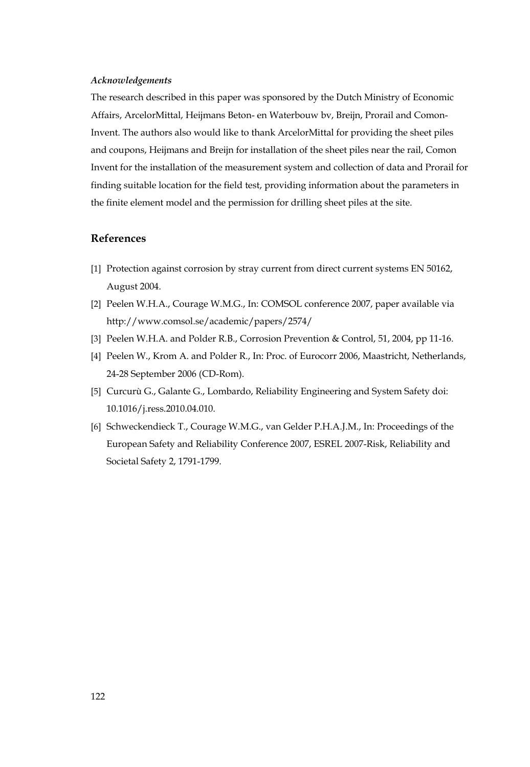*Acknowledgements*

The research described in this paper was sponsored by the Dutch Ministry of Economic Affairs, ArcelorMittal, Heijmans Beton- en Waterbouw bv, Breijn, Prorail and Comon-Invent. The authors also would like to thank ArcelorMittal for providing the sheet piles and coupons, Heijmans and Breijn for installation of the sheet piles near the rail, Comon Invent for the installation of the measurement system and collection of data and Prorail for finding suitable location for the field test, providing information about the parameters in the finite element model and the permission for drilling sheet piles at the site.

## References

[1] Protection against corrosion by stray current from direct current systems EN 50162, August 2004.

[2] Peelen W.H.A., Courage W.M.G., In: COMSOL conference 2007, paper available via http://www.comsol.se/academic/papers/2574/

[3] Peelen W.H.A. and Polder R.B., Corrosion Prevention & Control, 51, 2004, pp 11-16.

[4] Peelen W., Krom A. and Polder R., In: Proc. of Eurocorr 2006, Maastricht, Netherlands, 24-28 September 2006 (CD-Rom).

[5] Curcurù G., Galante G., Lombardo, Reliability Engineering and System Safety doi: 10.1016/j.ress.2010.04.010.

[6] Schweckendieck T., Courage W.M.G., van Gelder P.H.A.J.M., In: Proceedings of the European Safety and Reliability Conference 2007, ESREL 2007-Risk, Reliability and Societal Safety 2, 1791-1799.